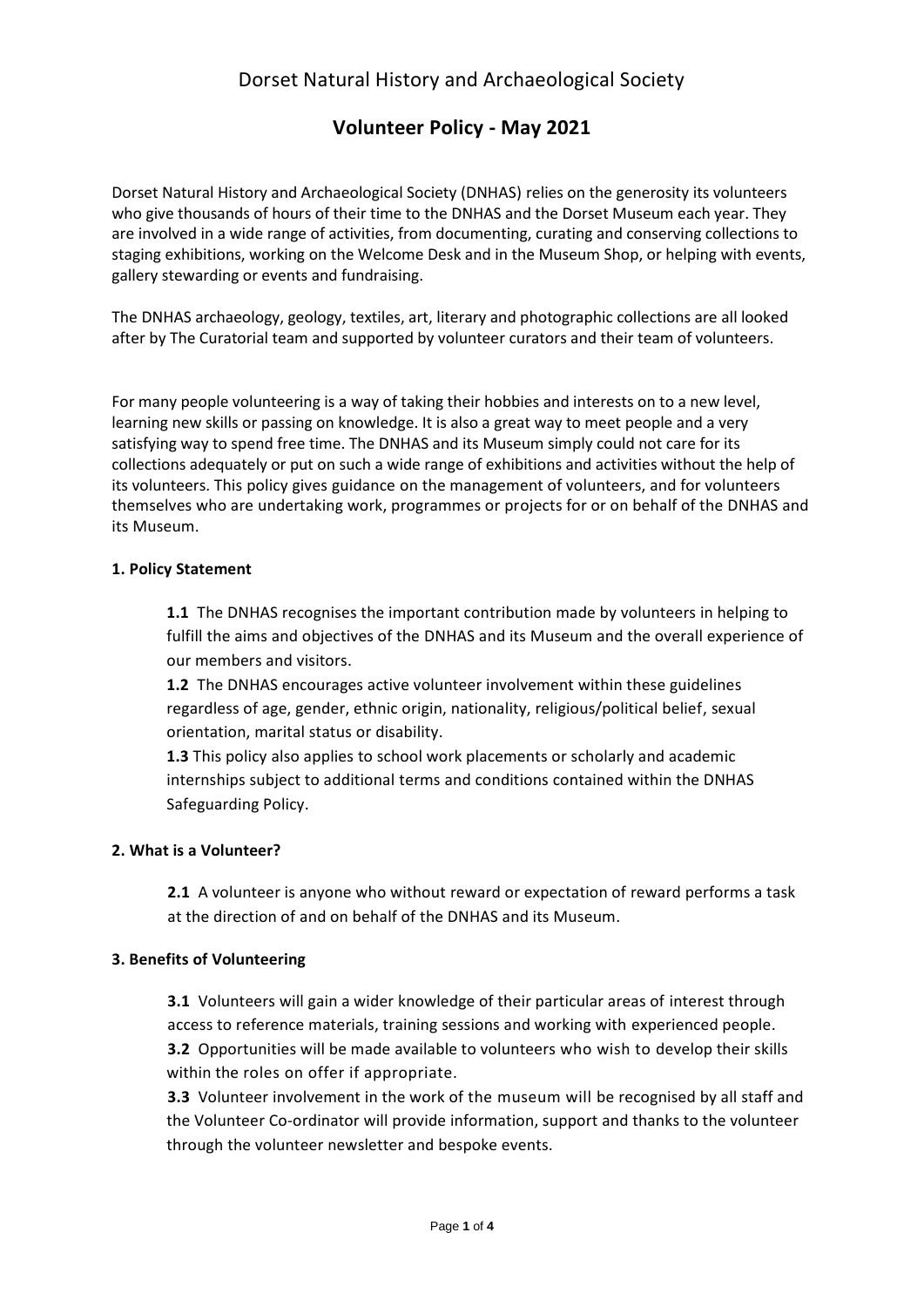Dorset Natural History and Archaeological Society

# Volunteer Policy - May 2021

Dorset Natural History and Archaeological Society (DNHAS) relies on the generosity its volunteers who give thousands of hours of their time to the DNHAS and the Dorset Museum each year. They are involved in a wide range of activities, from documenting, curating and conserving collections to staging exhibitions, working on the Welcome Desk and in the Museum Shop, or helping with events, gallery stewarding or events and fundraising.

The DNHAS archaeology, geology, textiles, art, literary and photographic collections are all looked after by The Curatorial team and supported by volunteer curators and their team of volunteers.

For many people volunteering is a way of taking their hobbies and interests on to a new level, learning new skills or passing on knowledge. It is also a great way to meet people and a very satisfying way to spend free time. The DNHAS and its Museum simply could not care for its collections adequately or put on such a wide range of exhibitions and activities without the help of its volunteers. This policy gives guidance on the management of volunteers, and for volunteers themselves who are undertaking work, programmes or projects for or on behalf of the DNHAS and its Museum.

### 1. Policy Statement

**1.1** The DNHAS recognises the important contribution made by volunteers in helping to fulfill the aims and objectives of the DNHAS and its Museum and the overall experience of our members and visitors.

**1.2** The DNHAS encourages active volunteer involvement within these guidelines regardless of age, gender, ethnic origin, nationality, religious/political belief, sexual orientation, marital status or disability.

**1.3** This policy also applies to school work placements or scholarly and academic internships subject to additional terms and conditions contained within the DNHAS Safeguarding Policy.

### 2. What is a Volunteer?

**2.1** A volunteer is anyone who without reward or expectation of reward performs a task at the direction of and on behalf of the DNHAS and its Museum.

### 3. Benefits of Volunteering

**3.1** Volunteers will gain a wider knowledge of their particular areas of interest through access to reference materials, training sessions and working with experienced people.

**3.2** Opportunities will be made available to volunteers who wish to develop their skills within the roles on offer if appropriate.

**3.3** Volunteer involvement in the work of the museum will be recognised by all staff and the Volunteer Co-ordinator will provide information, support and thanks to the volunteer through the volunteer newsletter and bespoke events.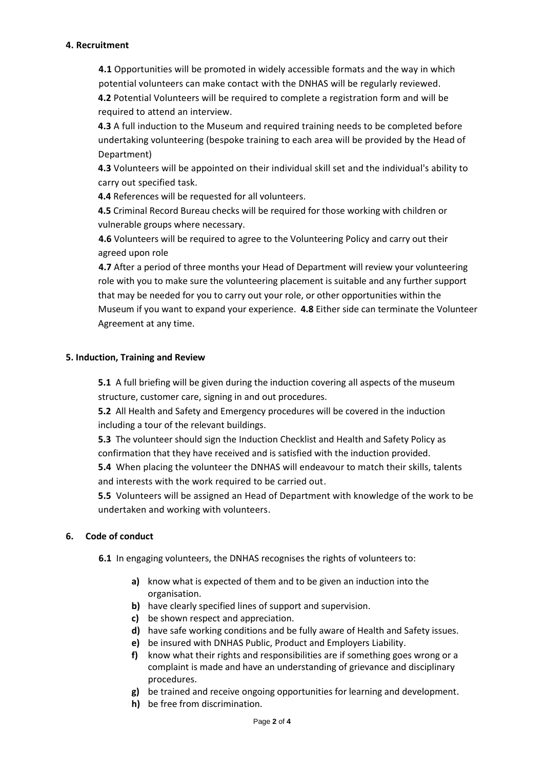**4. Recruitment**

**4.1** Opportunities will be promoted in widely accessible formats and the way in which potential volunteers can make contact with the DNHAS will be regularly reviewed.

**4.2** Potential Volunteers will be required to complete a registration form and will be required to attend an interview.

**4.3** A full induction to the Museum and required training needs to be completed before undertaking volunteering (bespoke training to each area will be provided by the Head of Department)

**4.3** Volunteers will be appointed on their individual skill set and the individual's ability to carry out specified task.

**4.4** References will be requested for all volunteers.

**4.5** Criminal Record Bureau checks will be required for those working with children or vulnerable groups where necessary.

**4.6** Volunteers will be required to agree to the Volunteering Policy and carry out their agreed upon role

**4.7** After a period of three months your Head of Department will review your volunteering role with you to make sure the volunteering placement is suitable and any further support that may be needed for you to carry out your role, or other opportunities within the Museum if you want to expand your experience. **4.8** Either side can terminate the Volunteer Agreement at any time.

**5. Induction, Training and Review**

**5.1** A full briefing will be given during the induction covering all aspects of the museum structure, customer care, signing in and out procedures.

**5.2** All Health and Safety and Emergency procedures will be covered in the induction including a tour of the relevant buildings.

**5.3** The volunteer should sign the Induction Checklist and Health and Safety Policy as confirmation that they have received and is satisfied with the induction provided.

**5.4** When placing the volunteer the DNHAS will endeavour to match their skills, talents and interests with the work required to be carried out.

**5.5** Volunteers will be assigned an Head of Department with knowledge of the work to be undertaken and working with volunteers.

**6. Code of conduct**

**6.1** In engaging volunteers, the DNHAS recognises the rights of volunteers to:

- **a)** know what is expected of them and to be given an induction into the organisation.
- **b)** have clearly specified lines of support and supervision.
- **c)** be shown respect and appreciation.
- **d)** have safe working conditions and be fully aware of Health and Safety issues.
- **e)** be insured with DNHAS Public, Product and Employers Liability.
- **f)** know what their rights and responsibilities are if something goes wrong or a complaint is made and have an understanding of grievance and disciplinary procedures.
- **g)** be trained and receive ongoing opportunities for learning and development.
- **h)** be free from discrimination.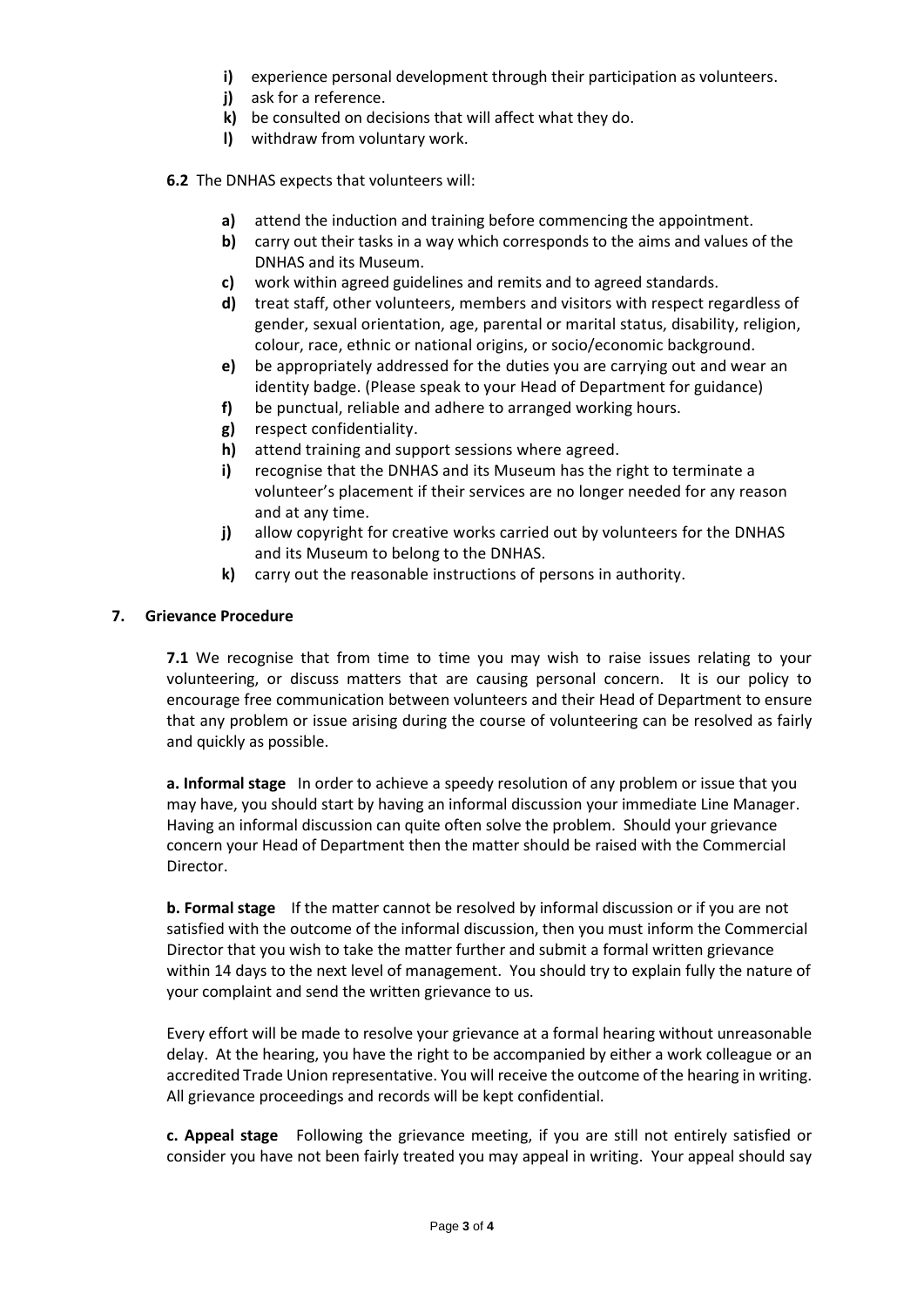i) experience personal development through their participation as volunteers.
j) ask for a reference.
k) be consulted on decisions that will affect what they do.
l) withdraw from voluntary work.

**6.2** The DNHAS expects that volunteers will:

a) attend the induction and training before commencing the appointment.
b) carry out their tasks in a way which corresponds to the aims and values of the DNHAS and its Museum.
c) work within agreed guidelines and remits and to agreed standards.
d) treat staff, other volunteers, members and visitors with respect regardless of gender, sexual orientation, age, parental or marital status, disability, religion, colour, race, ethnic or national origins, or socio/economic background.
e) be appropriately addressed for the duties you are carrying out and wear an identity badge. (Please speak to your Head of Department for guidance)
f) be punctual, reliable and adhere to arranged working hours.
g) respect confidentiality.
h) attend training and support sessions where agreed.
i) recognise that the DNHAS and its Museum has the right to terminate a volunteer's placement if their services are no longer needed for any reason and at any time.
j) allow copyright for creative works carried out by volunteers for the DNHAS and its Museum to belong to the DNHAS.
k) carry out the reasonable instructions of persons in authority.

## 7. Grievance Procedure

**7.1** We recognise that from time to time you may wish to raise issues relating to your volunteering, or discuss matters that are causing personal concern. It is our policy to encourage free communication between volunteers and their Head of Department to ensure that any problem or issue arising during the course of volunteering can be resolved as fairly and quickly as possible.

**a. Informal stage** In order to achieve a speedy resolution of any problem or issue that you may have, you should start by having an informal discussion your immediate Line Manager. Having an informal discussion can quite often solve the problem. Should your grievance concern your Head of Department then the matter should be raised with the Commercial Director.

**b. Formal stage** If the matter cannot be resolved by informal discussion or if you are not satisfied with the outcome of the informal discussion, then you must inform the Commercial Director that you wish to take the matter further and submit a formal written grievance within 14 days to the next level of management. You should try to explain fully the nature of your complaint and send the written grievance to us.

Every effort will be made to resolve your grievance at a formal hearing without unreasonable delay. At the hearing, you have the right to be accompanied by either a work colleague or an accredited Trade Union representative. You will receive the outcome of the hearing in writing. All grievance proceedings and records will be kept confidential.

**c. Appeal stage** Following the grievance meeting, if you are still not entirely satisfied or consider you have not been fairly treated you may appeal in writing. Your appeal should say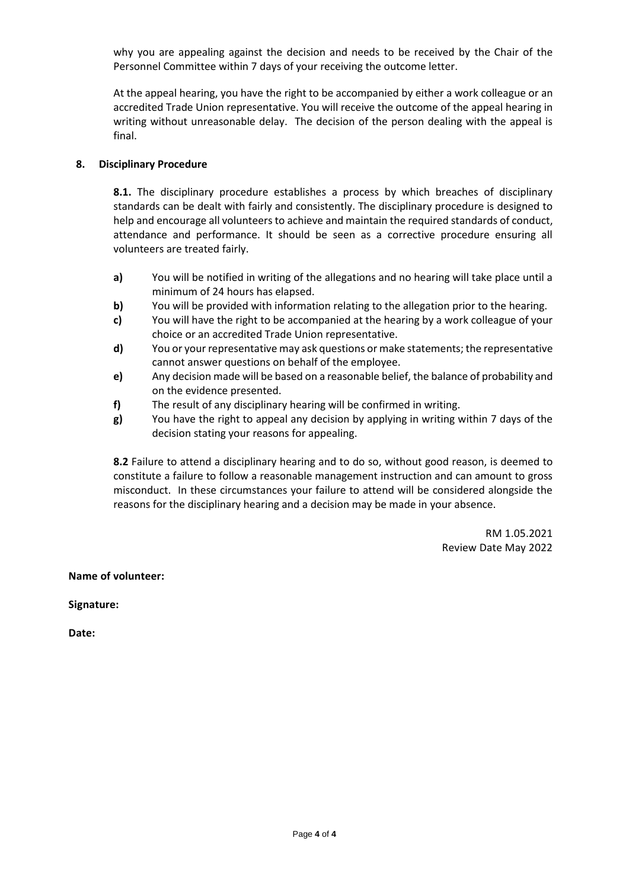why you are appealing against the decision and needs to be received by the Chair of the Personnel Committee within 7 days of your receiving the outcome letter.

At the appeal hearing, you have the right to be accompanied by either a work colleague or an accredited Trade Union representative. You will receive the outcome of the appeal hearing in writing without unreasonable delay. The decision of the person dealing with the appeal is final.

## 8. Disciplinary Procedure

**8.1.** The disciplinary procedure establishes a process by which breaches of disciplinary standards can be dealt with fairly and consistently. The disciplinary procedure is designed to help and encourage all volunteers to achieve and maintain the required standards of conduct, attendance and performance. It should be seen as a corrective procedure ensuring all volunteers are treated fairly.

- **a)** You will be notified in writing of the allegations and no hearing will take place until a minimum of 24 hours has elapsed.
- **b)** You will be provided with information relating to the allegation prior to the hearing.
- **c)** You will have the right to be accompanied at the hearing by a work colleague of your choice or an accredited Trade Union representative.
- **d)** You or your representative may ask questions or make statements; the representative cannot answer questions on behalf of the employee.
- **e)** Any decision made will be based on a reasonable belief, the balance of probability and on the evidence presented.
- **f)** The result of any disciplinary hearing will be confirmed in writing.
- **g)** You have the right to appeal any decision by applying in writing within 7 days of the decision stating your reasons for appealing.

**8.2** Failure to attend a disciplinary hearing and to do so, without good reason, is deemed to constitute a failure to follow a reasonable management instruction and can amount to gross misconduct. In these circumstances your failure to attend will be considered alongside the reasons for the disciplinary hearing and a decision may be made in your absence.

RM 1.05.2021
Review Date May 2022

**Name of volunteer:**

**Signature:**

**Date:**